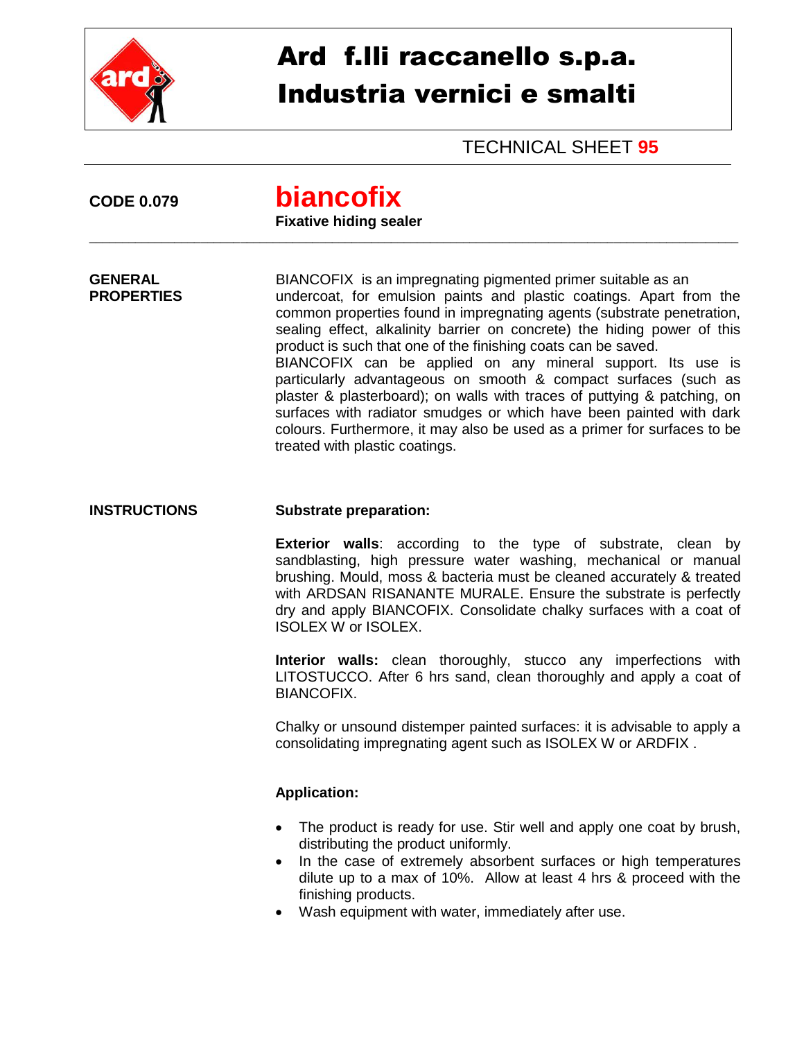# Ard f.lli raccanello s.p.a.
# Industria vernici e smalti

TECHNICAL SHEET **95**

**CODE 0.079**

## biancofix

**Fixative hiding sealer**

---

**GENERAL PROPERTIES**

BIANCOFIX is an impregnating pigmented primer suitable as an undercoat, for emulsion paints and plastic coatings. Apart from the common properties found in impregnating agents (substrate penetration, sealing effect, alkalinity barrier on concrete) the hiding power of this product is such that one of the finishing coats can be saved.
BIANCOFIX can be applied on any mineral support. Its use is particularly advantageous on smooth & compact surfaces (such as plaster & plasterboard); on walls with traces of puttying & patching, on surfaces with radiator smudges or which have been painted with dark colours. Furthermore, it may also be used as a primer for surfaces to be treated with plastic coatings.

**INSTRUCTIONS**

**Substrate preparation:**

**Exterior walls**: according to the type of substrate, clean by sandblasting, high pressure water washing, mechanical or manual brushing. Mould, moss & bacteria must be cleaned accurately & treated with ARDSAN RISANANTE MURALE. Ensure the substrate is perfectly dry and apply BIANCOFIX. Consolidate chalky surfaces with a coat of ISOLEX W or ISOLEX.

**Interior walls:** clean thoroughly, stucco any imperfections with LITOSTUCCO. After 6 hrs sand, clean thoroughly and apply a coat of BIANCOFIX.

Chalky or unsound distemper painted surfaces: it is advisable to apply a consolidating impregnating agent such as ISOLEX W or ARDFIX .

**Application:**

- The product is ready for use. Stir well and apply one coat by brush, distributing the product uniformly.
- In the case of extremely absorbent surfaces or high temperatures dilute up to a max of 10%. Allow at least 4 hrs & proceed with the finishing products.
- Wash equipment with water, immediately after use.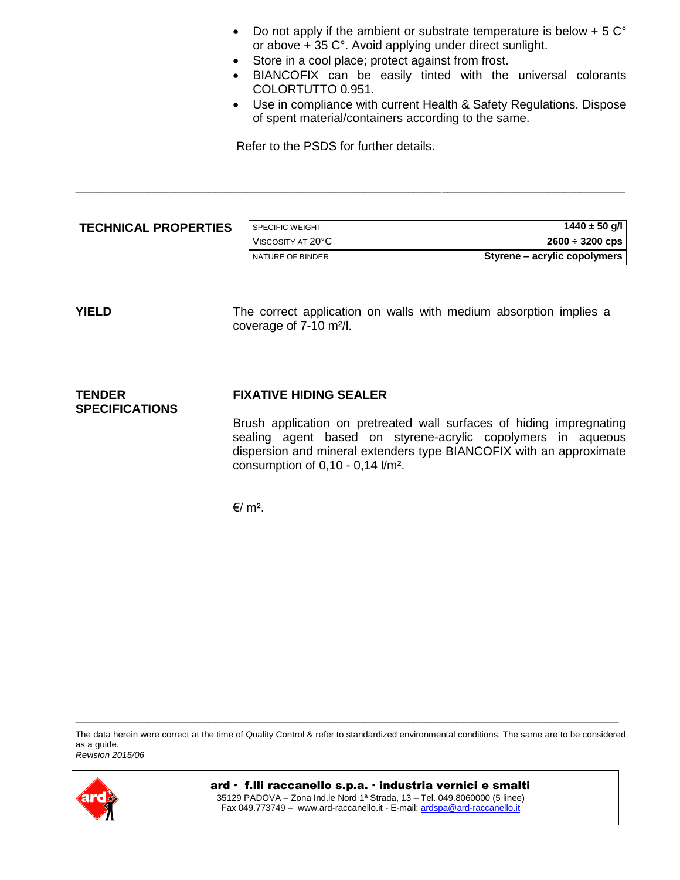- Do not apply if the ambient or substrate temperature is below + 5 C° or above + 35 C°. Avoid applying under direct sunlight.
- Store in a cool place; protect against from frost.
- BIANCOFIX can be easily tinted with the universal colorants COLORTUTTO 0.951.
- Use in compliance with current Health & Safety Regulations. Dispose of spent material/containers according to the same.

Refer to the PSDS for further details.

---

**TECHNICAL PROPERTIES**

| | |
|---|---|
| SPECIFIC WEIGHT | **1440 ± 50 g/l** |
| VISCOSITY AT 20°C | **2600 ÷ 3200 cps** |
| NATURE OF BINDER | **Styrene – acrylic copolymers** |

**YIELD**

The correct application on walls with medium absorption implies a coverage of 7-10 m²/l.

**TENDER SPECIFICATIONS**

**FIXATIVE HIDING SEALER**

Brush application on pretreated wall surfaces of hiding impregnating sealing agent based on styrene-acrylic copolymers in aqueous dispersion and mineral extenders type BIANCOFIX with an approximate consumption of 0,10 - 0,14 l/m².

€/ m².

---

The data herein were correct at the time of Quality Control & refer to standardized environmental conditions. The same are to be considered as a guide.
*Revision 2015/06*

**ard · f.lli raccanello s.p.a. · industria vernici e smalti**
35129 PADOVA – Zona Ind.le Nord 1ª Strada, 13 – Tel. 049.8060000 (5 linee)
Fax 049.773749 – www.ard-raccanello.it - E-mail: ardspa@ard-raccanello.it